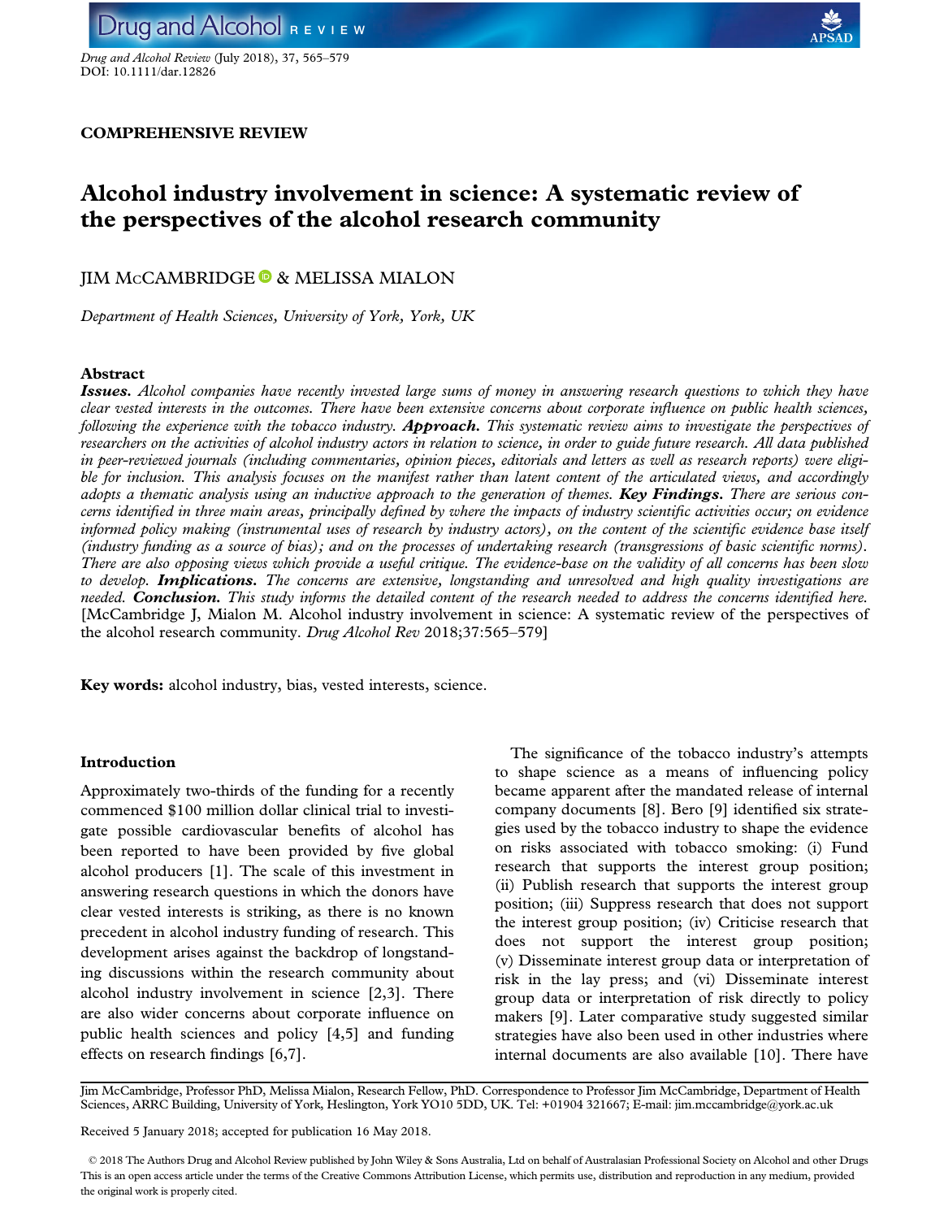COMPREHENSIVE REVIEW

# Alcohol industry involvement in science: A systematic review of the perspectives of the alcohol research community

JIM McCAMBRIDGE & MELISSA MIALON

*Department of Health Sciences, University of York, York, UK*

## Abstract

***Issues.*** *Alcohol companies have recently invested large sums of money in answering research questions to which they have clear vested interests in the outcomes. There have been extensive concerns about corporate influence on public health sciences, following the experience with the tobacco industry.* ***Approach.*** *This systematic review aims to investigate the perspectives of researchers on the activities of alcohol industry actors in relation to science, in order to guide future research. All data published in peer-reviewed journals (including commentaries, opinion pieces, editorials and letters as well as research reports) were eligible for inclusion. This analysis focuses on the manifest rather than latent content of the articulated views, and accordingly adopts a thematic analysis using an inductive approach to the generation of themes.* ***Key Findings.*** *There are serious concerns identified in three main areas, principally defined by where the impacts of industry scientific activities occur; on evidence informed policy making (instrumental uses of research by industry actors), on the content of the scientific evidence base itself (industry funding as a source of bias); and on the processes of undertaking research (transgressions of basic scientific norms). There are also opposing views which provide a useful critique. The evidence-base on the validity of all concerns has been slow to develop.* ***Implications.*** *The concerns are extensive, longstanding and unresolved and high quality investigations are needed.* ***Conclusion.*** *This study informs the detailed content of the research needed to address the concerns identified here.* [McCambridge J, Mialon M. Alcohol industry involvement in science: A systematic review of the perspectives of the alcohol research community. *Drug Alcohol Rev* 2018;37:565–579]

**Key words:** alcohol industry, bias, vested interests, science.

## Introduction

Approximately two-thirds of the funding for a recently commenced $100 million dollar clinical trial to investigate possible cardiovascular benefits of alcohol has been reported to have been provided by five global alcohol producers [1]. The scale of this investment in answering research questions in which the donors have clear vested interests is striking, as there is no known precedent in alcohol industry funding of research. This development arises against the backdrop of longstanding discussions within the research community about alcohol industry involvement in science [2,3]. There are also wider concerns about corporate influence on public health sciences and policy [4,5] and funding effects on research findings [6,7].

The significance of the tobacco industry's attempts to shape science as a means of influencing policy became apparent after the mandated release of internal company documents [8]. Bero [9] identified six strategies used by the tobacco industry to shape the evidence on risks associated with tobacco smoking: (i) Fund research that supports the interest group position; (ii) Publish research that supports the interest group position; (iii) Suppress research that does not support the interest group position; (iv) Criticise research that does not support the interest group position; (v) Disseminate interest group data or interpretation of risk in the lay press; and (vi) Disseminate interest group data or interpretation of risk directly to policy makers [9]. Later comparative study suggested similar strategies have also been used in other industries where internal documents are also available [10]. There have

Jim McCambridge, Professor PhD, Melissa Mialon, Research Fellow, PhD. Correspondence to Professor Jim McCambridge, Department of Health Sciences, ARRC Building, University of York, Heslington, York YO10 5DD, UK. Tel: +01904 321667; E-mail: jim.mccambridge@york.ac.uk

Received 5 January 2018; accepted for publication 16 May 2018.

© 2018 The Authors Drug and Alcohol Review published by John Wiley & Sons Australia, Ltd on behalf of Australasian Professional Society on Alcohol and other Drugs This is an open access article under the terms of the Creative Commons Attribution License, which permits use, distribution and reproduction in any medium, provided the original work is properly cited.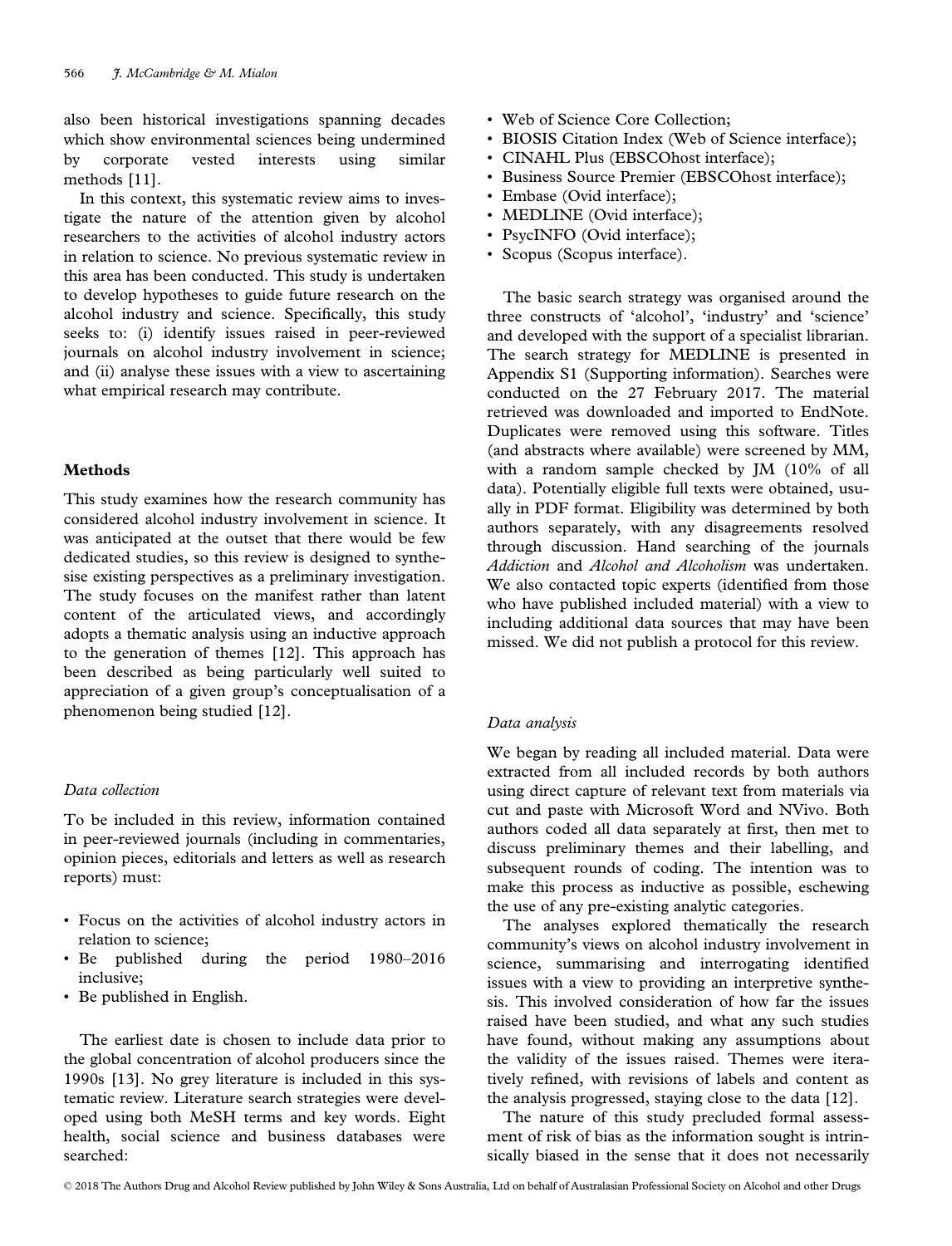also been historical investigations spanning decades which show environmental sciences being undermined by corporate vested interests using similar methods [11].

In this context, this systematic review aims to investigate the nature of the attention given by alcohol researchers to the activities of alcohol industry actors in relation to science. No previous systematic review in this area has been conducted. This study is undertaken to develop hypotheses to guide future research on the alcohol industry and science. Specifically, this study seeks to: (i) identify issues raised in peer-reviewed journals on alcohol industry involvement in science; and (ii) analyse these issues with a view to ascertaining what empirical research may contribute.

## Methods

This study examines how the research community has considered alcohol industry involvement in science. It was anticipated at the outset that there would be few dedicated studies, so this review is designed to synthesise existing perspectives as a preliminary investigation. The study focuses on the manifest rather than latent content of the articulated views, and accordingly adopts a thematic analysis using an inductive approach to the generation of themes [12]. This approach has been described as being particularly well suited to appreciation of a given group's conceptualisation of a phenomenon being studied [12].

### *Data collection*

To be included in this review, information contained in peer-reviewed journals (including in commentaries, opinion pieces, editorials and letters as well as research reports) must:

- Focus on the activities of alcohol industry actors in relation to science;
- Be published during the period 1980–2016 inclusive;
- Be published in English.

The earliest date is chosen to include data prior to the global concentration of alcohol producers since the 1990s [13]. No grey literature is included in this systematic review. Literature search strategies were developed using both MeSH terms and key words. Eight health, social science and business databases were searched:

- Web of Science Core Collection;
- BIOSIS Citation Index (Web of Science interface);
- CINAHL Plus (EBSCOhost interface);
- Business Source Premier (EBSCOhost interface);
- Embase (Ovid interface);
- MEDLINE (Ovid interface);
- PsycINFO (Ovid interface);
- Scopus (Scopus interface).

The basic search strategy was organised around the three constructs of 'alcohol', 'industry' and 'science' and developed with the support of a specialist librarian. The search strategy for MEDLINE is presented in Appendix S1 (Supporting information). Searches were conducted on the 27 February 2017. The material retrieved was downloaded and imported to EndNote. Duplicates were removed using this software. Titles (and abstracts where available) were screened by MM, with a random sample checked by JM (10% of all data). Potentially eligible full texts were obtained, usually in PDF format. Eligibility was determined by both authors separately, with any disagreements resolved through discussion. Hand searching of the journals *Addiction* and *Alcohol and Alcoholism* was undertaken. We also contacted topic experts (identified from those who have published included material) with a view to including additional data sources that may have been missed. We did not publish a protocol for this review.

### *Data analysis*

We began by reading all included material. Data were extracted from all included records by both authors using direct capture of relevant text from materials via cut and paste with Microsoft Word and NVivo. Both authors coded all data separately at first, then met to discuss preliminary themes and their labelling, and subsequent rounds of coding. The intention was to make this process as inductive as possible, eschewing the use of any pre-existing analytic categories.

The analyses explored thematically the research community's views on alcohol industry involvement in science, summarising and interrogating identified issues with a view to providing an interpretive synthesis. This involved consideration of how far the issues raised have been studied, and what any such studies have found, without making any assumptions about the validity of the issues raised. Themes were iteratively refined, with revisions of labels and content as the analysis progressed, staying close to the data [12].

The nature of this study precluded formal assessment of risk of bias as the information sought is intrinsically biased in the sense that it does not necessarily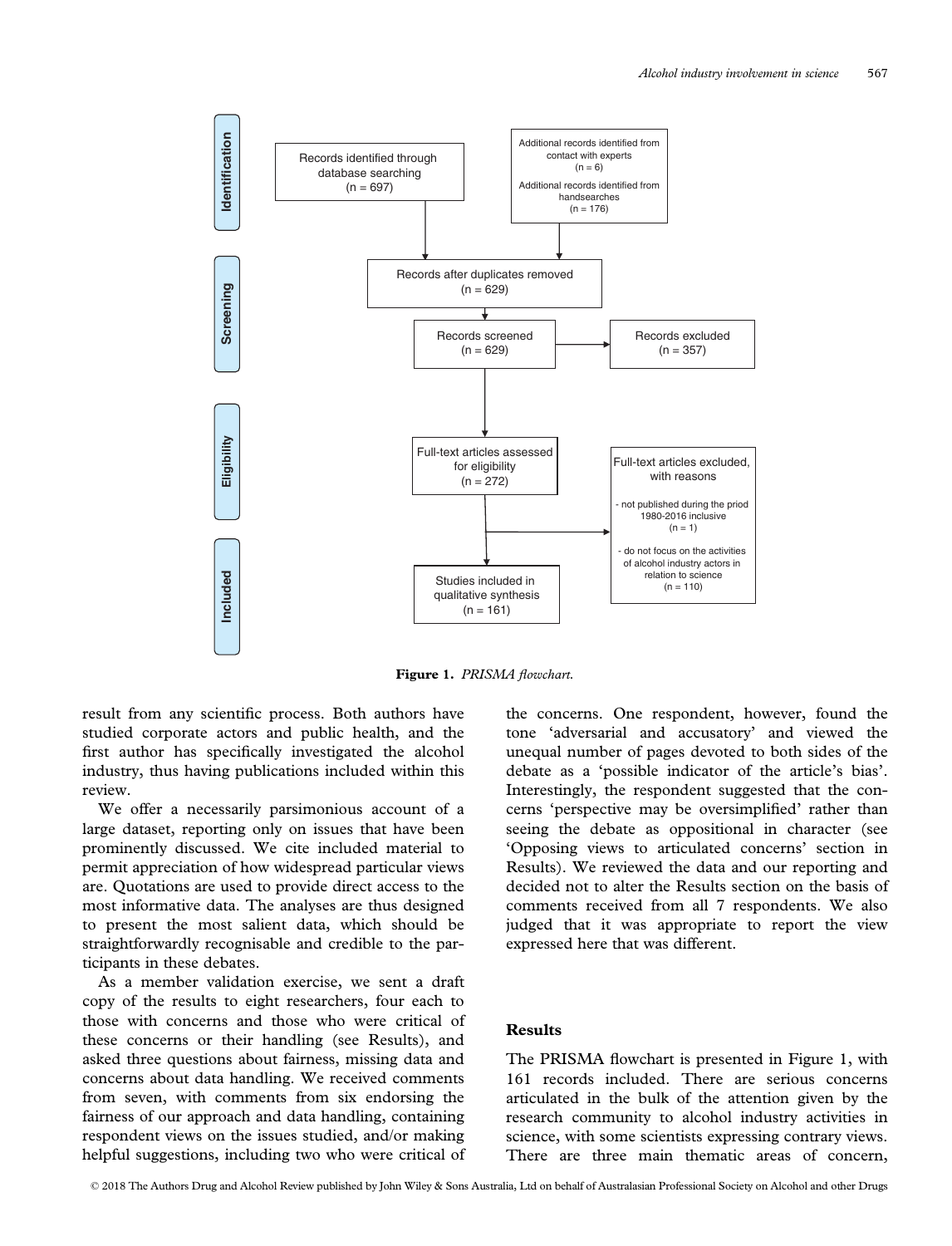Records identified through database searching (n = 697)

Additional records identified from contact with experts (n = 6)

Additional records identified from handsearches (n = 176)

Records after duplicates removed (n = 629)

Records screened (n = 629)

Records excluded (n = 357)

Full-text articles assessed for eligibility (n = 272)

Full-text articles excluded, with reasons

- not published during the priod 1980-2016 inclusive (n = 1)
- do not focus on the activities of alcohol industry actors in relation to science (n = 110)

Studies included in qualitative synthesis (n = 161)

Identification | Screening | Eligibility | Included

**Figure 1.** *PRISMA flowchart.*

result from any scientific process. Both authors have studied corporate actors and public health, and the first author has specifically investigated the alcohol industry, thus having publications included within this review.

We offer a necessarily parsimonious account of a large dataset, reporting only on issues that have been prominently discussed. We cite included material to permit appreciation of how widespread particular views are. Quotations are used to provide direct access to the most informative data. The analyses are thus designed to present the most salient data, which should be straightforwardly recognisable and credible to the participants in these debates.

As a member validation exercise, we sent a draft copy of the results to eight researchers, four each to those with concerns and those who were critical of these concerns or their handling (see Results), and asked three questions about fairness, missing data and concerns about data handling. We received comments from seven, with comments from six endorsing the fairness of our approach and data handling, containing respondent views on the issues studied, and/or making helpful suggestions, including two who were critical of the concerns. One respondent, however, found the tone 'adversarial and accusatory' and viewed the unequal number of pages devoted to both sides of the debate as a 'possible indicator of the article's bias'. Interestingly, the respondent suggested that the concerns 'perspective may be oversimplified' rather than seeing the debate as oppositional in character (see 'Opposing views to articulated concerns' section in Results). We reviewed the data and our reporting and decided not to alter the Results section on the basis of comments received from all 7 respondents. We also judged that it was appropriate to report the view expressed here that was different.

## Results

The PRISMA flowchart is presented in Figure 1, with 161 records included. There are serious concerns articulated in the bulk of the attention given by the research community to alcohol industry activities in science, with some scientists expressing contrary views. There are three main thematic areas of concern,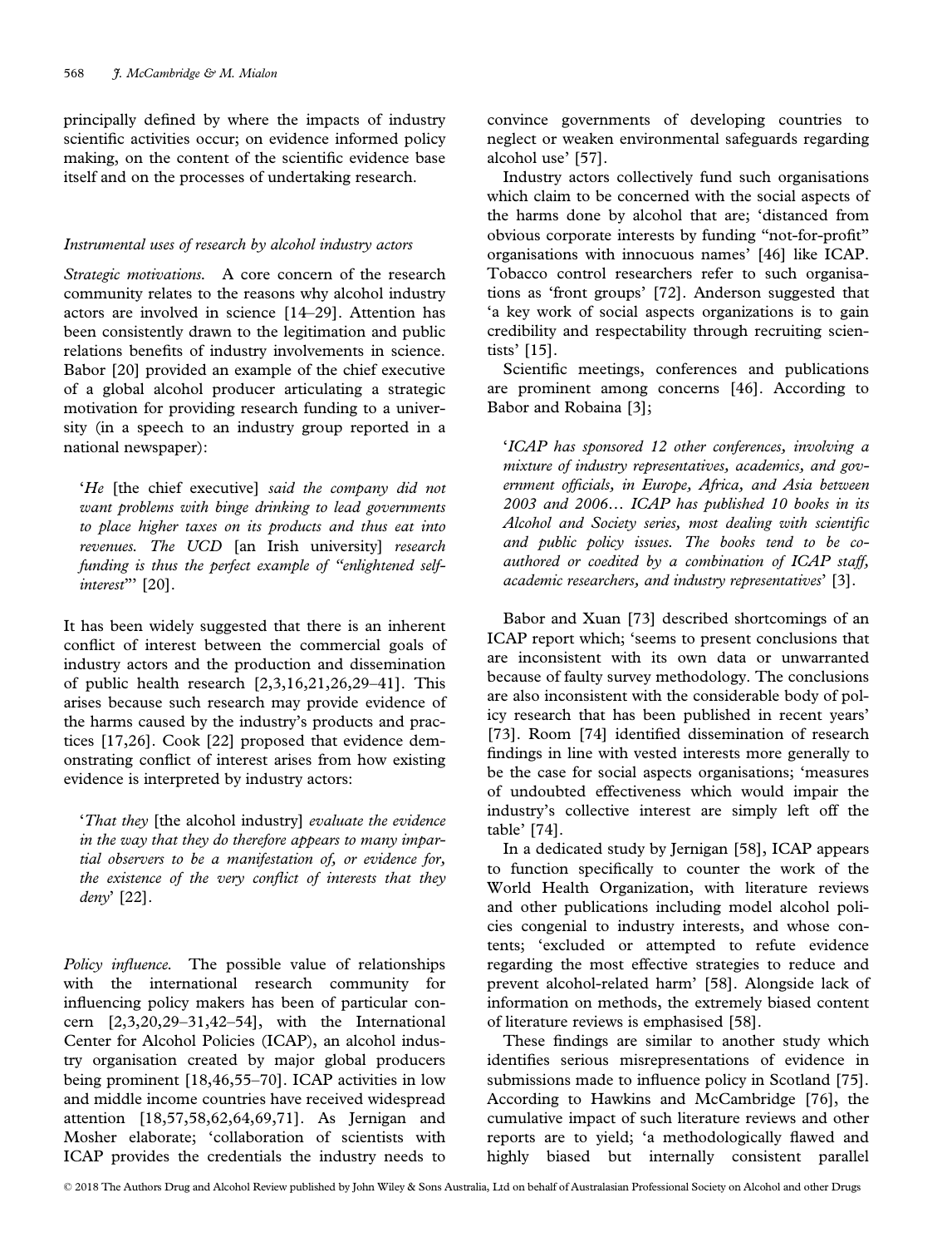principally defined by where the impacts of industry scientific activities occur; on evidence informed policy making, on the content of the scientific evidence base itself and on the processes of undertaking research.

### *Instrumental uses of research by alcohol industry actors*

*Strategic motivations.* A core concern of the research community relates to the reasons why alcohol industry actors are involved in science [14–29]. Attention has been consistently drawn to the legitimation and public relations benefits of industry involvements in science. Babor [20] provided an example of the chief executive of a global alcohol producer articulating a strategic motivation for providing research funding to a university (in a speech to an industry group reported in a national newspaper):

> '*He* [the chief executive] *said the company did not want problems with binge drinking to lead governments to place higher taxes on its products and thus eat into revenues. The UCD* [an Irish university] *research funding is thus the perfect example of "enlightened self-interest"*' [20].

It has been widely suggested that there is an inherent conflict of interest between the commercial goals of industry actors and the production and dissemination of public health research [2,3,16,21,26,29–41]. This arises because such research may provide evidence of the harms caused by the industry's products and practices [17,26]. Cook [22] proposed that evidence demonstrating conflict of interest arises from how existing evidence is interpreted by industry actors:

> '*That they* [the alcohol industry] *evaluate the evidence in the way that they do therefore appears to many impartial observers to be a manifestation of, or evidence for, the existence of the very conflict of interests that they deny*' [22].

*Policy influence.* The possible value of relationships with the international research community for influencing policy makers has been of particular concern [2,3,20,29–31,42–54], with the International Center for Alcohol Policies (ICAP), an alcohol industry organisation created by major global producers being prominent [18,46,55–70]. ICAP activities in low and middle income countries have received widespread attention [18,57,58,62,64,69,71]. As Jernigan and Mosher elaborate; 'collaboration of scientists with ICAP provides the credentials the industry needs to convince governments of developing countries to neglect or weaken environmental safeguards regarding alcohol use' [57].

Industry actors collectively fund such organisations which claim to be concerned with the social aspects of the harms done by alcohol that are; 'distanced from obvious corporate interests by funding "not-for-profit" organisations with innocuous names' [46] like ICAP. Tobacco control researchers refer to such organisations as 'front groups' [72]. Anderson suggested that 'a key work of social aspects organizations is to gain credibility and respectability through recruiting scientists' [15].

Scientific meetings, conferences and publications are prominent among concerns [46]. According to Babor and Robaina [3];

> '*ICAP has sponsored 12 other conferences, involving a mixture of industry representatives, academics, and government officials, in Europe, Africa, and Asia between 2003 and 2006... ICAP has published 10 books in its Alcohol and Society series, most dealing with scientific and public policy issues. The books tend to be co-authored or coedited by a combination of ICAP staff, academic researchers, and industry representatives*' [3].

Babor and Xuan [73] described shortcomings of an ICAP report which; 'seems to present conclusions that are inconsistent with its own data or unwarranted because of faulty survey methodology. The conclusions are also inconsistent with the considerable body of policy research that has been published in recent years' [73]. Room [74] identified dissemination of research findings in line with vested interests more generally to be the case for social aspects organisations; 'measures of undoubted effectiveness which would impair the industry's collective interest are simply left off the table' [74].

In a dedicated study by Jernigan [58], ICAP appears to function specifically to counter the work of the World Health Organization, with literature reviews and other publications including model alcohol policies congenial to industry interests, and whose contents; 'excluded or attempted to refute evidence regarding the most effective strategies to reduce and prevent alcohol-related harm' [58]. Alongside lack of information on methods, the extremely biased content of literature reviews is emphasised [58].

These findings are similar to another study which identifies serious misrepresentations of evidence in submissions made to influence policy in Scotland [75]. According to Hawkins and McCambridge [76], the cumulative impact of such literature reviews and other reports are to yield; 'a methodologically flawed and highly biased but internally consistent parallel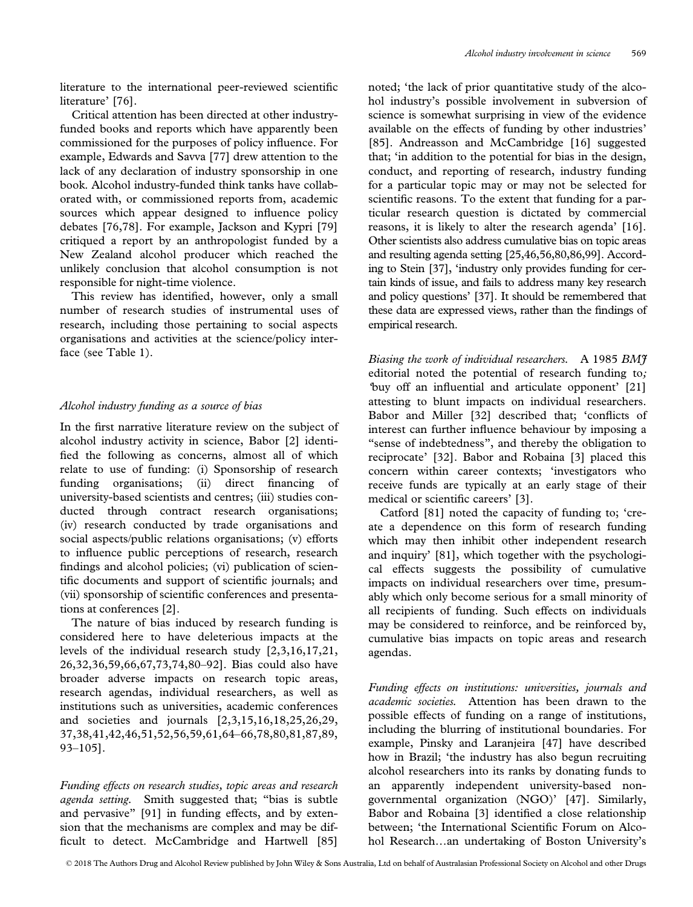literature to the international peer-reviewed scientific literature' [76].

Critical attention has been directed at other industry-funded books and reports which have apparently been commissioned for the purposes of policy influence. For example, Edwards and Savva [77] drew attention to the lack of any declaration of industry sponsorship in one book. Alcohol industry-funded think tanks have collaborated with, or commissioned reports from, academic sources which appear designed to influence policy debates [76,78]. For example, Jackson and Kypri [79] critiqued a report by an anthropologist funded by a New Zealand alcohol producer which reached the unlikely conclusion that alcohol consumption is not responsible for night-time violence.

This review has identified, however, only a small number of research studies of instrumental uses of research, including those pertaining to social aspects organisations and activities at the science/policy interface (see Table 1).

### *Alcohol industry funding as a source of bias*

In the first narrative literature review on the subject of alcohol industry activity in science, Babor [2] identified the following as concerns, almost all of which relate to use of funding: (i) Sponsorship of research funding organisations; (ii) direct financing of university-based scientists and centres; (iii) studies conducted through contract research organisations; (iv) research conducted by trade organisations and social aspects/public relations organisations; (v) efforts to influence public perceptions of research, research findings and alcohol policies; (vi) publication of scientific documents and support of scientific journals; and (vii) sponsorship of scientific conferences and presentations at conferences [2].

The nature of bias induced by research funding is considered here to have deleterious impacts at the levels of the individual research study [2,3,16,17,21,26,32,36,59,66,67,73,74,80–92]. Bias could also have broader adverse impacts on research topic areas, research agendas, individual researchers, as well as institutions such as universities, academic conferences and societies and journals [2,3,15,16,18,25,26,29,37,38,41,42,46,51,52,56,59,61,64–66,78,80,81,87,89,93–105].

*Funding effects on research studies, topic areas and research agenda setting.* Smith suggested that; "bias is subtle and pervasive" [91] in funding effects, and by extension that the mechanisms are complex and may be difficult to detect. McCambridge and Hartwell [85] noted; 'the lack of prior quantitative study of the alcohol industry's possible involvement in subversion of science is somewhat surprising in view of the evidence available on the effects of funding by other industries' [85]. Andreasson and McCambridge [16] suggested that; 'in addition to the potential for bias in the design, conduct, and reporting of research, industry funding for a particular topic may or may not be selected for scientific reasons. To the extent that funding for a particular research question is dictated by commercial reasons, it is likely to alter the research agenda' [16]. Other scientists also address cumulative bias on topic areas and resulting agenda setting [25,46,56,80,86,99]. According to Stein [37], 'industry only provides funding for certain kinds of issue, and fails to address many key research and policy questions' [37]. It should be remembered that these data are expressed views, rather than the findings of empirical research.

*Biasing the work of individual researchers.* A 1985 *BMJ* editorial noted the potential of research funding to; 'buy off an influential and articulate opponent' [21] attesting to blunt impacts on individual researchers. Babor and Miller [32] described that; 'conflicts of interest can further influence behaviour by imposing a "sense of indebtedness", and thereby the obligation to reciprocate' [32]. Babor and Robaina [3] placed this concern within career contexts; 'investigators who receive funds are typically at an early stage of their medical or scientific careers' [3].

Catford [81] noted the capacity of funding to; 'create a dependence on this form of research funding which may then inhibit other independent research and inquiry' [81], which together with the psychological effects suggests the possibility of cumulative impacts on individual researchers over time, presumably which only become serious for a small minority of all recipients of funding. Such effects on individuals may be considered to reinforce, and be reinforced by, cumulative bias impacts on topic areas and research agendas.

*Funding effects on institutions: universities, journals and academic societies.* Attention has been drawn to the possible effects of funding on a range of institutions, including the blurring of institutional boundaries. For example, Pinsky and Laranjeira [47] have described how in Brazil; 'the industry has also begun recruiting alcohol researchers into its ranks by donating funds to an apparently independent university-based non-governmental organization (NGO)' [47]. Similarly, Babor and Robaina [3] identified a close relationship between; 'the International Scientific Forum on Alcohol Research…an undertaking of Boston University's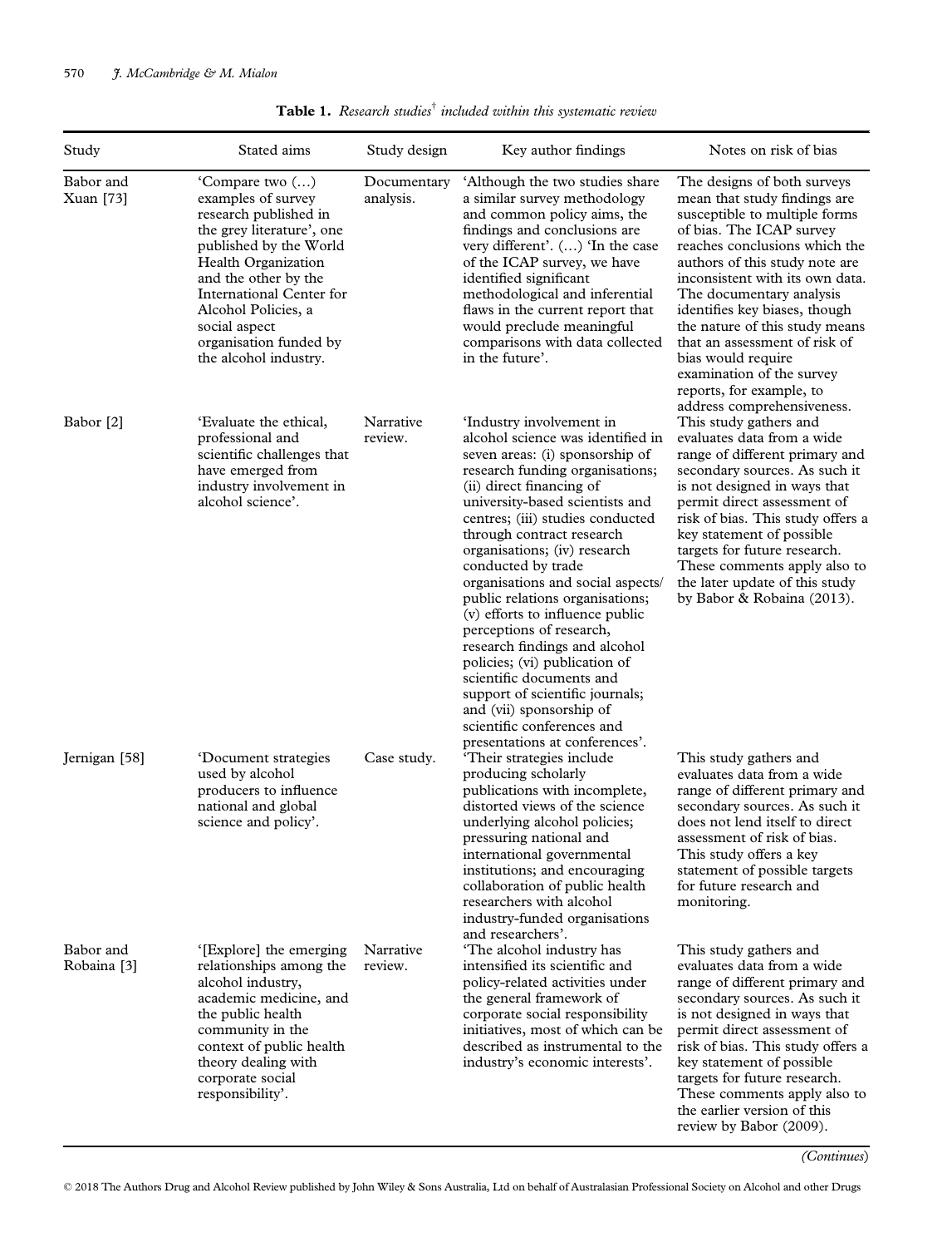**Table 1.** *Research studies*[†] *included within this systematic review*

| Study | Stated aims | Study design | Key author findings | Notes on risk of bias |
|---|---|---|---|---|
| Babor and Xuan [73] | 'Compare two (…) examples of survey research published in the grey literature', one published by the World Health Organization and the other by the International Center for Alcohol Policies, a social aspect organisation funded by the alcohol industry. | Documentary analysis. | 'Although the two studies share a similar survey methodology and common policy aims, the findings and conclusions are very different'. (…) 'In the case of the ICAP survey, we have identified significant methodological and inferential flaws in the current report that would preclude meaningful comparisons with data collected in the future'. | The designs of both surveys mean that study findings are susceptible to multiple forms of bias. The ICAP survey reaches conclusions which the authors of this study note are inconsistent with its own data. The documentary analysis identifies key biases, though the nature of this study means that an assessment of risk of bias would require examination of the survey reports, for example, to address comprehensiveness. |
| Babor [2] | 'Evaluate the ethical, professional and scientific challenges that have emerged from industry involvement in alcohol science'. | Narrative review. | 'Industry involvement in alcohol science was identified in seven areas: (i) sponsorship of research funding organisations; (ii) direct financing of university-based scientists and centres; (iii) studies conducted through contract research organisations; (iv) research conducted by trade organisations and social aspects/ public relations organisations; (v) efforts to influence public perceptions of research, research findings and alcohol policies; (vi) publication of scientific documents and support of scientific journals; and (vii) sponsorship of scientific conferences and presentations at conferences'. | This study gathers and evaluates data from a wide range of different primary and secondary sources. As such it is not designed in ways that permit direct assessment of risk of bias. This study offers a key statement of possible targets for future research. These comments apply also to the later update of this study by Babor & Robaina (2013). |
| Jernigan [58] | 'Document strategies used by alcohol producers to influence national and global science and policy'. | Case study. | 'Their strategies include producing scholarly publications with incomplete, distorted views of the science underlying alcohol policies; pressuring national and international governmental institutions; and encouraging collaboration of public health researchers with alcohol industry-funded organisations and researchers'. | This study gathers and evaluates data from a wide range of different primary and secondary sources. As such it does not lend itself to direct assessment of risk of bias. This study offers a key statement of possible targets for future research and monitoring. |
| Babor and Robaina [3] | '[Explore] the emerging relationships among the alcohol industry, academic medicine, and the public health community in the context of public health theory dealing with corporate social responsibility'. | Narrative review. | 'The alcohol industry has intensified its scientific and policy-related activities under the general framework of corporate social responsibility initiatives, most of which can be described as instrumental to the industry's economic interests'. | This study gathers and evaluates data from a wide range of different primary and secondary sources. As such it is not designed in ways that permit direct assessment of risk of bias. This study offers a key statement of possible targets for future research. These comments apply also to the earlier version of this review by Babor (2009). |

*(Continues)*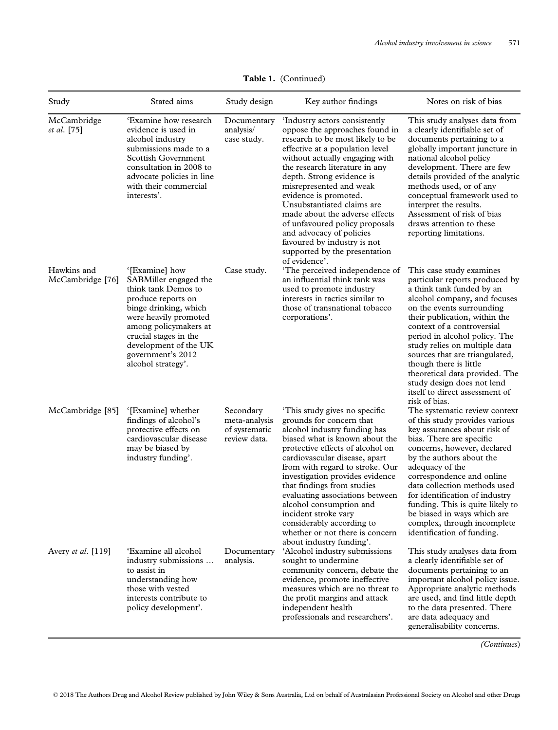**Table 1.** (Continued)

| Study | Stated aims | Study design | Key author findings | Notes on risk of bias |
|---|---|---|---|---|
| McCambridge *et al*. [75] | 'Examine how research evidence is used in alcohol industry submissions made to a Scottish Government consultation in 2008 to advocate policies in line with their commercial interests'. | Documentary analysis/ case study. | 'Industry actors consistently oppose the approaches found in research to be most likely to be effective at a population level without actually engaging with the research literature in any depth. Strong evidence is misrepresented and weak evidence is promoted. Unsubstantiated claims are made about the adverse effects of unfavoured policy proposals and advocacy of policies favoured by industry is not supported by the presentation of evidence'. | This study analyses data from a clearly identifiable set of documents pertaining to a globally important juncture in national alcohol policy development. There are few details provided of the analytic methods used, or of any conceptual framework used to interpret the results. Assessment of risk of bias draws attention to these reporting limitations. |
| Hawkins and McCambridge [76] | '[Examine] how SABMiller engaged the think tank Demos to produce reports on binge drinking, which were heavily promoted among policymakers at crucial stages in the development of the UK government's 2012 alcohol strategy'. | Case study. | 'The perceived independence of an influential think tank was used to promote industry interests in tactics similar to those of transnational tobacco corporations'. | This case study examines particular reports produced by a think tank funded by an alcohol company, and focuses on the events surrounding their publication, within the context of a controversial period in alcohol policy. The study relies on multiple data sources that are triangulated, though there is little theoretical data provided. The study design does not lend itself to direct assessment of risk of bias. |
| McCambridge [85] | '[Examine] whether findings of alcohol's protective effects on cardiovascular disease may be biased by industry funding'. | Secondary meta-analysis of systematic review data. | 'This study gives no specific grounds for concern that alcohol industry funding has biased what is known about the protective effects of alcohol on cardiovascular disease, apart from with regard to stroke. Our investigation provides evidence that findings from studies evaluating associations between alcohol consumption and incident stroke vary considerably according to whether or not there is concern about industry funding'. | The systematic review context of this study provides various key assurances about risk of bias. There are specific concerns, however, declared by the authors about the adequacy of the correspondence and online data collection methods used for identification of industry funding. This is quite likely to be biased in ways which are complex, through incomplete identification of funding. |
| Avery *et al*. [119] | 'Examine all alcohol industry submissions … to assist in understanding how those with vested interests contribute to policy development'. | Documentary analysis. | 'Alcohol industry submissions sought to undermine community concern, debate the evidence, promote ineffective measures which are no threat to the profit margins and attack independent health professionals and researchers'. | This study analyses data from a clearly identifiable set of documents pertaining to an important alcohol policy issue. Appropriate analytic methods are used, and find little depth to the data presented. There are data adequacy and generalisability concerns. |

*(Continues)*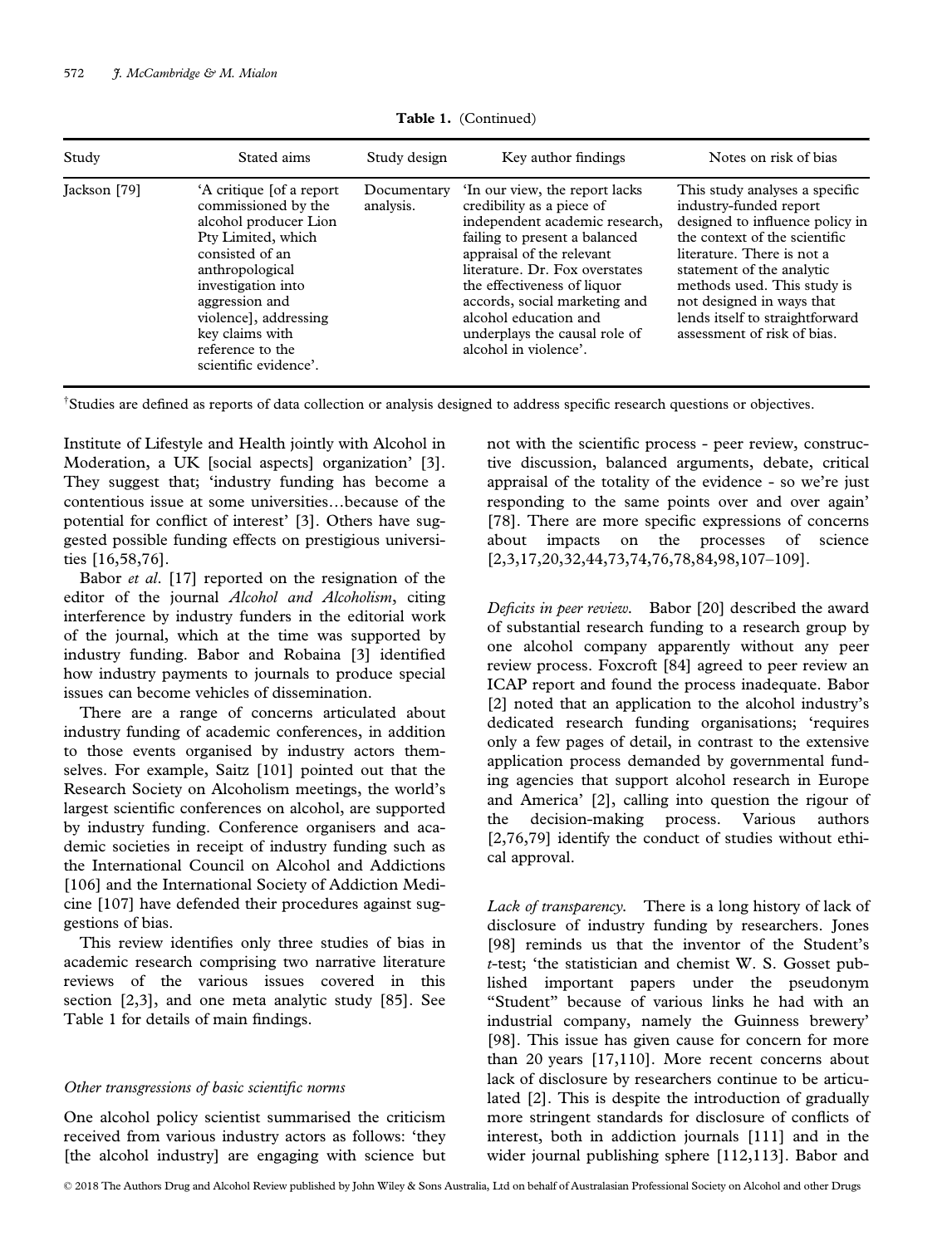**Table 1.** (Continued)

| Study | Stated aims | Study design | Key author findings | Notes on risk of bias |
|---|---|---|---|---|
| Jackson [79] | 'A critique [of a report commissioned by the alcohol producer Lion Pty Limited, which consisted of an anthropological investigation into aggression and violence], addressing key claims with reference to the scientific evidence'. | Documentary analysis. | 'In our view, the report lacks credibility as a piece of independent academic research, failing to present a balanced appraisal of the relevant literature. Dr. Fox overstates the effectiveness of liquor accords, social marketing and alcohol education and underplays the causal role of alcohol in violence'. | This study analyses a specific industry-funded report designed to influence policy in the context of the scientific literature. There is not a statement of the analytic methods used. This study is not designed in ways that lends itself to straightforward assessment of risk of bias. |

[†]Studies are defined as reports of data collection or analysis designed to address specific research questions or objectives.

Institute of Lifestyle and Health jointly with Alcohol in Moderation, a UK [social aspects] organization' [3]. They suggest that; 'industry funding has become a contentious issue at some universities…because of the potential for conflict of interest' [3]. Others have suggested possible funding effects on prestigious universities [16,58,76].

Babor *et al*. [17] reported on the resignation of the editor of the journal *Alcohol and Alcoholism*, citing interference by industry funders in the editorial work of the journal, which at the time was supported by industry funding. Babor and Robaina [3] identified how industry payments to journals to produce special issues can become vehicles of dissemination.

There are a range of concerns articulated about industry funding of academic conferences, in addition to those events organised by industry actors themselves. For example, Saitz [101] pointed out that the Research Society on Alcoholism meetings, the world's largest scientific conferences on alcohol, are supported by industry funding. Conference organisers and academic societies in receipt of industry funding such as the International Council on Alcohol and Addictions [106] and the International Society of Addiction Medicine [107] have defended their procedures against suggestions of bias.

This review identifies only three studies of bias in academic research comprising two narrative literature reviews of the various issues covered in this section [2,3], and one meta analytic study [85]. See Table 1 for details of main findings.

### *Other transgressions of basic scientific norms*

One alcohol policy scientist summarised the criticism received from various industry actors as follows: 'they [the alcohol industry] are engaging with science but not with the scientific process - peer review, constructive discussion, balanced arguments, debate, critical appraisal of the totality of the evidence - so we're just responding to the same points over and over again' [78]. There are more specific expressions of concerns about impacts on the processes of science [2,3,17,20,32,44,73,74,76,78,84,98,107–109].

*Deficits in peer review.* Babor [20] described the award of substantial research funding to a research group by one alcohol company apparently without any peer review process. Foxcroft [84] agreed to peer review an ICAP report and found the process inadequate. Babor [2] noted that an application to the alcohol industry's dedicated research funding organisations; 'requires only a few pages of detail, in contrast to the extensive application process demanded by governmental funding agencies that support alcohol research in Europe and America' [2], calling into question the rigour of the decision-making process. Various authors [2,76,79] identify the conduct of studies without ethical approval.

*Lack of transparency.* There is a long history of lack of disclosure of industry funding by researchers. Jones [98] reminds us that the inventor of the Student's *t*-test; 'the statistician and chemist W. S. Gosset published important papers under the pseudonym "Student" because of various links he had with an industrial company, namely the Guinness brewery' [98]. This issue has given cause for concern for more than 20 years [17,110]. More recent concerns about lack of disclosure by researchers continue to be articulated [2]. This is despite the introduction of gradually more stringent standards for disclosure of conflicts of interest, both in addiction journals [111] and in the wider journal publishing sphere [112,113]. Babor and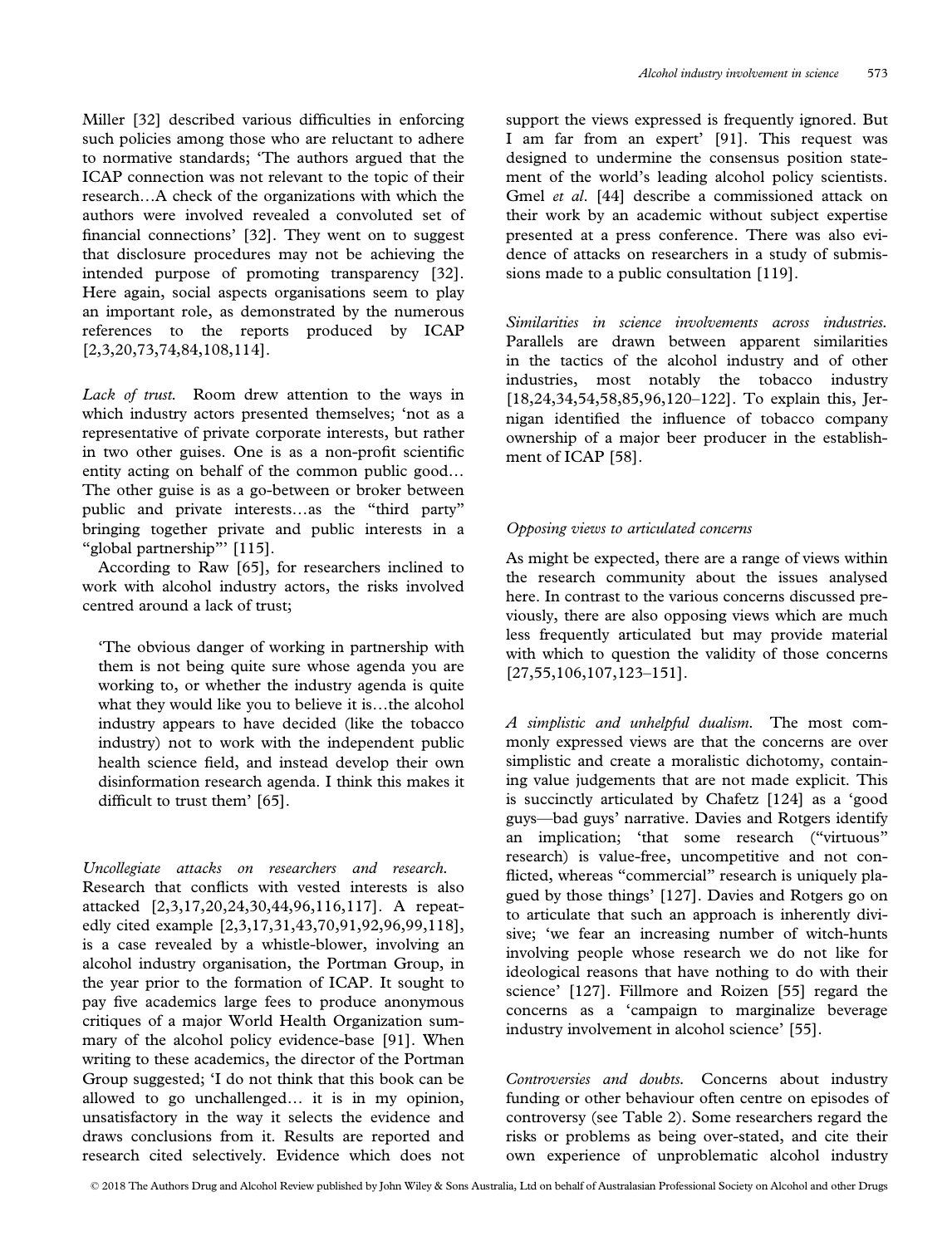Miller [32] described various difficulties in enforcing such policies among those who are reluctant to adhere to normative standards; 'The authors argued that the ICAP connection was not relevant to the topic of their research…A check of the organizations with which the authors were involved revealed a convoluted set of financial connections' [32]. They went on to suggest that disclosure procedures may not be achieving the intended purpose of promoting transparency [32]. Here again, social aspects organisations seem to play an important role, as demonstrated by the numerous references to the reports produced by ICAP [2,3,20,73,74,84,108,114].

*Lack of trust.* Room drew attention to the ways in which industry actors presented themselves; 'not as a representative of private corporate interests, but rather in two other guises. One is as a non-profit scientific entity acting on behalf of the common public good… The other guise is as a go-between or broker between public and private interests…as the "third party" bringing together private and public interests in a "global partnership"' [115].

According to Raw [65], for researchers inclined to work with alcohol industry actors, the risks involved centred around a lack of trust;

> 'The obvious danger of working in partnership with them is not being quite sure whose agenda you are working to, or whether the industry agenda is quite what they would like you to believe it is…the alcohol industry appears to have decided (like the tobacco industry) not to work with the independent public health science field, and instead develop their own disinformation research agenda. I think this makes it difficult to trust them' [65].

*Uncollegiate attacks on researchers and research.* Research that conflicts with vested interests is also attacked [2,3,17,20,24,30,44,96,116,117]. A repeatedly cited example [2,3,17,31,43,70,91,92,96,99,118], is a case revealed by a whistle-blower, involving an alcohol industry organisation, the Portman Group, in the year prior to the formation of ICAP. It sought to pay five academics large fees to produce anonymous critiques of a major World Health Organization summary of the alcohol policy evidence-base [91]. When writing to these academics, the director of the Portman Group suggested; 'I do not think that this book can be allowed to go unchallenged… it is in my opinion, unsatisfactory in the way it selects the evidence and draws conclusions from it. Results are reported and research cited selectively. Evidence which does not support the views expressed is frequently ignored. But I am far from an expert' [91]. This request was designed to undermine the consensus position statement of the world's leading alcohol policy scientists. Gmel *et al*. [44] describe a commissioned attack on their work by an academic without subject expertise presented at a press conference. There was also evidence of attacks on researchers in a study of submissions made to a public consultation [119].

*Similarities in science involvements across industries.* Parallels are drawn between apparent similarities in the tactics of the alcohol industry and of other industries, most notably the tobacco industry [18,24,34,54,58,85,96,120–122]. To explain this, Jernigan identified the influence of tobacco company ownership of a major beer producer in the establishment of ICAP [58].

### *Opposing views to articulated concerns*

As might be expected, there are a range of views within the research community about the issues analysed here. In contrast to the various concerns discussed previously, there are also opposing views which are much less frequently articulated but may provide material with which to question the validity of those concerns [27,55,106,107,123–151].

*A simplistic and unhelpful dualism.* The most commonly expressed views are that the concerns are over simplistic and create a moralistic dichotomy, containing value judgements that are not made explicit. This is succinctly articulated by Chafetz [124] as a 'good guys—bad guys' narrative. Davies and Rotgers identify an implication; 'that some research ("virtuous" research) is value-free, uncompetitive and not conflicted, whereas "commercial" research is uniquely plagued by those things' [127]. Davies and Rotgers go on to articulate that such an approach is inherently divisive; 'we fear an increasing number of witch-hunts involving people whose research we do not like for ideological reasons that have nothing to do with their science' [127]. Fillmore and Roizen [55] regard the concerns as a 'campaign to marginalize beverage industry involvement in alcohol science' [55].

*Controversies and doubts.* Concerns about industry funding or other behaviour often centre on episodes of controversy (see Table 2). Some researchers regard the risks or problems as being over-stated, and cite their own experience of unproblematic alcohol industry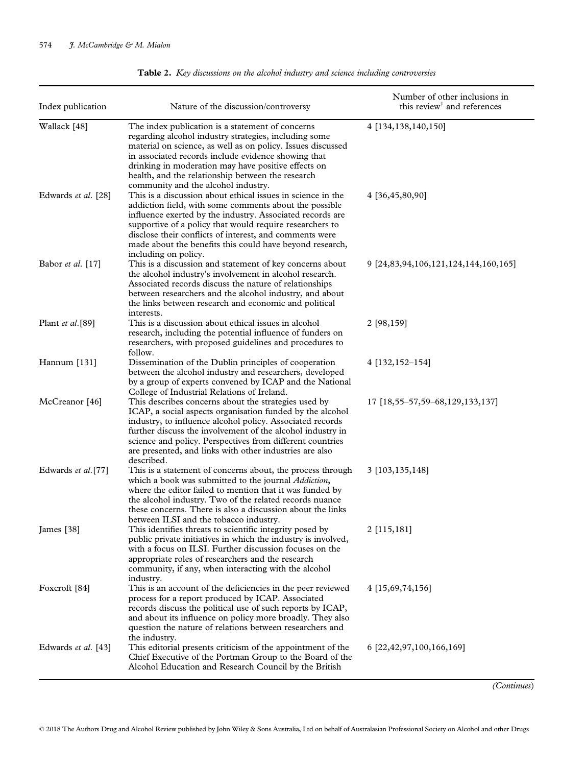**Table 2.** *Key discussions on the alcohol industry and science including controversies*

| Index publication | Nature of the discussion/controversy | Number of other inclusions in this review[†] and references |
|---|---|---|
| Wallack [48] | The index publication is a statement of concerns regarding alcohol industry strategies, including some material on science, as well as on policy. Issues discussed in associated records include evidence showing that drinking in moderation may have positive effects on health, and the relationship between the research community and the alcohol industry. | 4 [134,138,140,150] |
| Edwards *et al.* [28] | This is a discussion about ethical issues in science in the addiction field, with some comments about the possible influence exerted by the industry. Associated records are supportive of a policy that would require researchers to disclose their conflicts of interest, and comments were made about the benefits this could have beyond research, including on policy. | 4 [36,45,80,90] |
| Babor *et al.* [17] | This is a discussion and statement of key concerns about the alcohol industry's involvement in alcohol research. Associated records discuss the nature of relationships between researchers and the alcohol industry, and about the links between research and economic and political interests. | 9 [24,83,94,106,121,124,144,160,165] |
| Plant *et al.*[89] | This is a discussion about ethical issues in alcohol research, including the potential influence of funders on researchers, with proposed guidelines and procedures to follow. | 2 [98,159] |
| Hannum [131] | Dissemination of the Dublin principles of cooperation between the alcohol industry and researchers, developed by a group of experts convened by ICAP and the National College of Industrial Relations of Ireland. | 4 [132,152–154] |
| McCreanor [46] | This describes concerns about the strategies used by ICAP, a social aspects organisation funded by the alcohol industry, to influence alcohol policy. Associated records further discuss the involvement of the alcohol industry in science and policy. Perspectives from different countries are presented, and links with other industries are also described. | 17 [18,55–57,59–68,129,133,137] |
| Edwards *et al.*[77] | This is a statement of concerns about, the process through which a book was submitted to the journal *Addiction*, where the editor failed to mention that it was funded by the alcohol industry. Two of the related records nuance these concerns. There is also a discussion about the links between ILSI and the tobacco industry. | 3 [103,135,148] |
| James [38] | This identifies threats to scientific integrity posed by public private initiatives in which the industry is involved, with a focus on ILSI. Further discussion focuses on the appropriate roles of researchers and the research community, if any, when interacting with the alcohol industry. | 2 [115,181] |
| Foxcroft [84] | This is an account of the deficiencies in the peer reviewed process for a report produced by ICAP. Associated records discuss the political use of such reports by ICAP, and about its influence on policy more broadly. They also question the nature of relations between researchers and the industry. | 4 [15,69,74,156] |
| Edwards *et al.* [43] | This editorial presents criticism of the appointment of the Chief Executive of the Portman Group to the Board of the Alcohol Education and Research Council by the British | 6 [22,42,97,100,166,169] |

*(Continues)*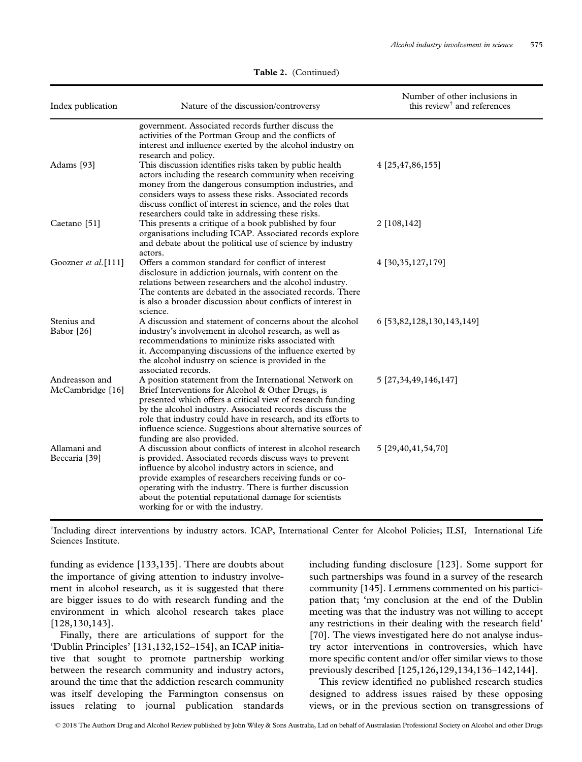**Table 2.** (Continued)

| Index publication | Nature of the discussion/controversy | Number of other inclusions in this review[†] and references |
|---|---|---|
| | government. Associated records further discuss the activities of the Portman Group and the conflicts of interest and influence exerted by the alcohol industry on research and policy. | |
| Adams [93] | This discussion identifies risks taken by public health actors including the research community when receiving money from the dangerous consumption industries, and considers ways to assess these risks. Associated records discuss conflict of interest in science, and the roles that researchers could take in addressing these risks. | 4 [25,47,86,155] |
| Caetano [51] | This presents a critique of a book published by four organisations including ICAP. Associated records explore and debate about the political use of science by industry actors. | 2 [108,142] |
| Goozner *et al.*[111] | Offers a common standard for conflict of interest disclosure in addiction journals, with content on the relations between researchers and the alcohol industry. The contents are debated in the associated records. There is also a broader discussion about conflicts of interest in science. | 4 [30,35,127,179] |
| Stenius and Babor [26] | A discussion and statement of concerns about the alcohol industry's involvement in alcohol research, as well as recommendations to minimize risks associated with it. Accompanying discussions of the influence exerted by the alcohol industry on science is provided in the associated records. | 6 [53,82,128,130,143,149] |
| Andreasson and McCambridge [16] | A position statement from the International Network on Brief Interventions for Alcohol & Other Drugs, is presented which offers a critical view of research funding by the alcohol industry. Associated records discuss the role that industry could have in research, and its efforts to influence science. Suggestions about alternative sources of funding are also provided. | 5 [27,34,49,146,147] |
| Allamani and Beccaria [39] | A discussion about conflicts of interest in alcohol research is provided. Associated records discuss ways to prevent influence by alcohol industry actors in science, and provide examples of researchers receiving funds or co-operating with the industry. There is further discussion about the potential reputational damage for scientists working for or with the industry. | 5 [29,40,41,54,70] |

[†]Including direct interventions by industry actors. ICAP, International Center for Alcohol Policies; ILSI, International Life Sciences Institute.

funding as evidence [133,135]. There are doubts about the importance of giving attention to industry involvement in alcohol research, as it is suggested that there are bigger issues to do with research funding and the environment in which alcohol research takes place [128,130,143].

Finally, there are articulations of support for the 'Dublin Principles' [131,132,152–154], an ICAP initiative that sought to promote partnership working between the research community and industry actors, around the time that the addiction research community was itself developing the Farmington consensus on issues relating to journal publication standards including funding disclosure [123]. Some support for such partnerships was found in a survey of the research community [145]. Lemmens commented on his participation that; 'my conclusion at the end of the Dublin meeting was that the industry was not willing to accept any restrictions in their dealing with the research field' [70]. The views investigated here do not analyse industry actor interventions in controversies, which have more specific content and/or offer similar views to those previously described [125,126,129,134,136–142,144].

This review identified no published research studies designed to address issues raised by these opposing views, or in the previous section on transgressions of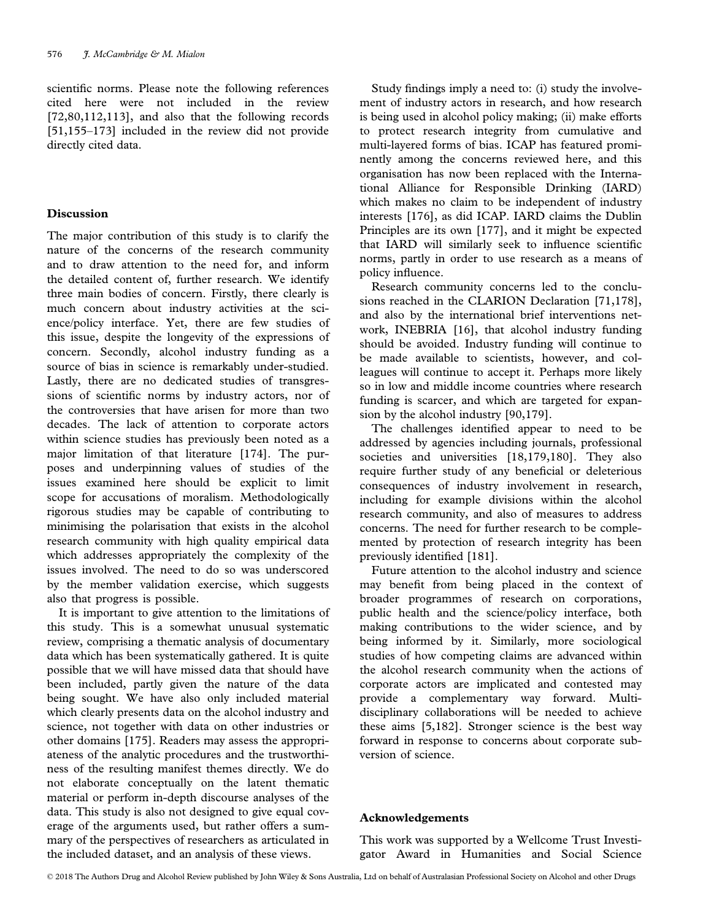scientific norms. Please note the following references cited here were not included in the review [72,80,112,113], and also that the following records [51,155–173] included in the review did not provide directly cited data.

## Discussion

The major contribution of this study is to clarify the nature of the concerns of the research community and to draw attention to the need for, and inform the detailed content of, further research. We identify three main bodies of concern. Firstly, there clearly is much concern about industry activities at the science/policy interface. Yet, there are few studies of this issue, despite the longevity of the expressions of concern. Secondly, alcohol industry funding as a source of bias in science is remarkably under-studied. Lastly, there are no dedicated studies of transgressions of scientific norms by industry actors, nor of the controversies that have arisen for more than two decades. The lack of attention to corporate actors within science studies has previously been noted as a major limitation of that literature [174]. The purposes and underpinning values of studies of the issues examined here should be explicit to limit scope for accusations of moralism. Methodologically rigorous studies may be capable of contributing to minimising the polarisation that exists in the alcohol research community with high quality empirical data which addresses appropriately the complexity of the issues involved. The need to do so was underscored by the member validation exercise, which suggests also that progress is possible.

It is important to give attention to the limitations of this study. This is a somewhat unusual systematic review, comprising a thematic analysis of documentary data which has been systematically gathered. It is quite possible that we will have missed data that should have been included, partly given the nature of the data being sought. We have also only included material which clearly presents data on the alcohol industry and science, not together with data on other industries or other domains [175]. Readers may assess the appropriateness of the analytic procedures and the trustworthiness of the resulting manifest themes directly. We do not elaborate conceptually on the latent thematic material or perform in-depth discourse analyses of the data. This study is also not designed to give equal coverage of the arguments used, but rather offers a summary of the perspectives of researchers as articulated in the included dataset, and an analysis of these views.

Study findings imply a need to: (i) study the involvement of industry actors in research, and how research is being used in alcohol policy making; (ii) make efforts to protect research integrity from cumulative and multi-layered forms of bias. ICAP has featured prominently among the concerns reviewed here, and this organisation has now been replaced with the International Alliance for Responsible Drinking (IARD) which makes no claim to be independent of industry interests [176], as did ICAP. IARD claims the Dublin Principles are its own [177], and it might be expected that IARD will similarly seek to influence scientific norms, partly in order to use research as a means of policy influence.

Research community concerns led to the conclusions reached in the CLARION Declaration [71,178], and also by the international brief interventions network, INEBRIA [16], that alcohol industry funding should be avoided. Industry funding will continue to be made available to scientists, however, and colleagues will continue to accept it. Perhaps more likely so in low and middle income countries where research funding is scarcer, and which are targeted for expansion by the alcohol industry [90,179].

The challenges identified appear to need to be addressed by agencies including journals, professional societies and universities [18,179,180]. They also require further study of any beneficial or deleterious consequences of industry involvement in research, including for example divisions within the alcohol research community, and also of measures to address concerns. The need for further research to be complemented by protection of research integrity has been previously identified [181].

Future attention to the alcohol industry and science may benefit from being placed in the context of broader programmes of research on corporations, public health and the science/policy interface, both making contributions to the wider science, and by being informed by it. Similarly, more sociological studies of how competing claims are advanced within the alcohol research community when the actions of corporate actors are implicated and contested may provide a complementary way forward. Multidisciplinary collaborations will be needed to achieve these aims [5,182]. Stronger science is the best way forward in response to concerns about corporate subversion of science.

## Acknowledgements

This work was supported by a Wellcome Trust Investigator Award in Humanities and Social Science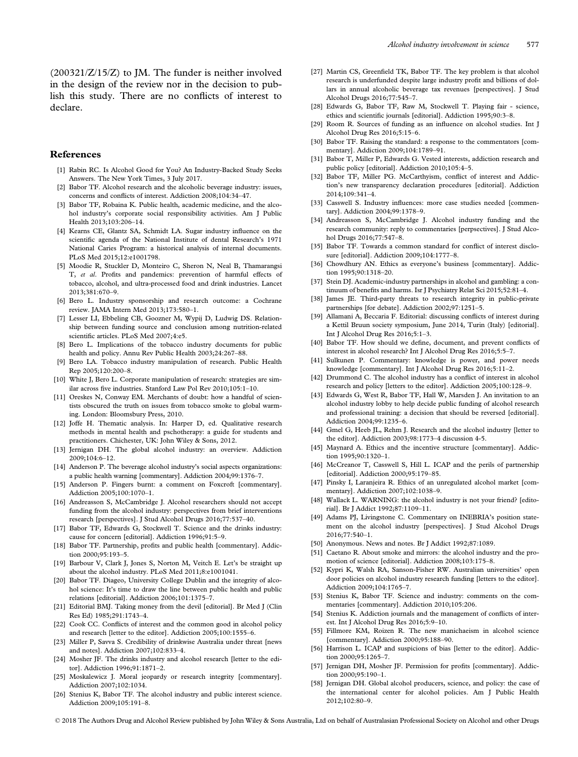(200321/Z/15/Z) to JM. The funder is neither involved in the design of the review nor in the decision to publish this study. There are no conflicts of interest to declare.

## References

[1] Rabin RC. Is Alcohol Good for You? An Industry-Backed Study Seeks Answers. The New York Times, 3 July 2017.

[2] Babor TF. Alcohol research and the alcoholic beverage industry: issues, concerns and conflicts of interest. Addiction 2008;104:34–47.

[3] Babor TF, Robaina K. Public health, academic medicine, and the alcohol industry's corporate social responsibility activities. Am J Public Health 2013;103:206–14.

[4] Kearns CE, Glantz SA, Schmidt LA. Sugar industry influence on the scientific agenda of the National Institute of dental Research's 1971 National Caries Program: a historical analysis of internal documents. PLoS Med 2015;12:e1001798.

[5] Moodie R, Stuckler D, Monteiro C, Sheron N, Neal B, Thamarangsi T, *et al*. Profits and pandemics: prevention of harmful effects of tobacco, alcohol, and ultra-processed food and drink industries. Lancet 2013;381:670–9.

[6] Bero L. Industry sponsorship and research outcome: a Cochrane review. JAMA Intern Med 2013;173:580–1.

[7] Lesser LI, Ebbeling CB, Goozner M, Wypij D, Ludwig DS. Relationship between funding source and conclusion among nutrition-related scientific articles. PLoS Med 2007;4:e5.

[8] Bero L. Implications of the tobacco industry documents for public health and policy. Annu Rev Public Health 2003;24:267–88.

[9] Bero LA. Tobacco industry manipulation of research. Public Health Rep 2005;120:200–8.

[10] White J, Bero L. Corporate manipulation of research: strategies are similar across five industries. Stanford Law Pol Rev 2010;105:1–10.

[11] Oreskes N, Conway EM. Merchants of doubt: how a handful of scientists obscured the truth on issues from tobacco smoke to global warming. London: Bloomsbury Press, 2010.

[12] Joffe H. Thematic analysis. In: Harper D, ed. Qualitative research methods in mental health and pschotherapy: a guide for students and practitioners. Chichester, UK: John Wiley & Sons, 2012.

[13] Jernigan DH. The global alcohol industry: an overview. Addiction 2009;104:6–12.

[14] Anderson P. The beverage alcohol industry's social aspects organizations: a public health warning [commentary]. Addiction 2004;99:1376–7.

[15] Anderson P. Fingers burnt: a comment on Foxcroft [commentary]. Addiction 2005;100:1070–1.

[16] Andreasson S, McCambridge J. Alcohol researchers should not accept funding from the alcohol industry: perspectives from brief interventions research [perspectives]. J Stud Alcohol Drugs 2016;77:537–40.

[17] Babor TF, Edwards G, Stockwell T. Science and the drinks industry: cause for concern [editorial]. Addiction 1996;91:5–9.

[18] Babor TF. Partnership, profits and public health [commentary]. Addiction 2000;95:193–5.

[19] Barbour V, Clark J, Jones S, Norton M, Veitch E. Let's be straight up about the alcohol industry. PLoS Med 2011;8:e1001041.

[20] Babor TF. Diageo, University College Dublin and the integrity of alcohol science: It's time to draw the line between public health and public relations [editorial]. Addiction 2006;101:1375–7.

[21] Editorial BMJ. Taking money from the devil [editorial]. Br Med J (Clin Res Ed) 1985;291:1743–4.

[22] Cook CC. Conflicts of interest and the common good in alcohol policy and research [letter to the editor]. Addiction 2005;100:1555–6.

[23] Miller P, Savva S. Credibility of drinkwise Australia under threat [news and notes]. Addiction 2007;102:833–4.

[24] Mosher JF. The drinks industry and alcohol research [letter to the editor]. Addiction 1996;91:1871–2.

[25] Moskalewicz J. Moral jeopardy or research integrity [commentary]. Addiction 2007;102:1034.

[26] Stenius K, Babor TF. The alcohol industry and public interest science. Addiction 2009;105:191–8.

[27] Martin CS, Greenfield TK, Babor TF. The key problem is that alcohol research is underfunded despite large industry profit and billions of dollars in annual alcoholic beverage tax revenues [perspectives]. J Stud Alcohol Drugs 2016;77:545–7.

[28] Edwards G, Babor TF, Raw M, Stockwell T. Playing fair - science, ethics and scientific journals [editorial]. Addiction 1995;90:3–8.

[29] Room R. Sources of funding as an influence on alcohol studies. Int J Alcohol Drug Res 2016;5:15–6.

[30] Babor TF. Raising the standard: a response to the commentators [commentary]. Addiction 2009;104:1789–91.

[31] Babor T, Miller P, Edwards G. Vested interests, addiction research and public policy [editorial]. Addiction 2010;105:4–5.

[32] Babor TF, Miller PG. McCarthyism, conflict of interest and Addiction's new transparency declaration procedures [editorial]. Addiction 2014;109:341–4.

[33] Casswell S. Industry influences: more case studies needed [commentary]. Addiction 2004;99:1378–9.

[34] Andreasson S, McCambridge J. Alcohol industry funding and the research community: reply to commentaries [perpsectives]. J Stud Alcohol Drugs 2016;77:547–8.

[35] Babor TF. Towards a common standard for conflict of interest disclosure [editorial]. Addiction 2009;104:1777–8.

[36] Chowdhury AN. Ethics as everyone's business [commentary]. Addiction 1995;90:1318–20.

[37] Stein DJ. Academic-industry partnerships in alcohol and gambling: a continuum of benefits and harms. Isr J Psychiatry Relat Sci 2015;52:81–4.

[38] James JE. Third-party threats to research integrity in public-private partnerships [for debate]. Addiction 2002;97:1251–5.

[39] Allamani A, Beccaria F. Editorial: discussing conflicts of interest during a Kettil Bruun society symposium, June 2014, Turin (Italy) [editorial]. Int J Alcohol Drug Res 2016;5:1–3.

[40] Babor TF. How should we define, document, and prevent conflicts of interest in alcohol research? Int J Alcohol Drug Res 2016;5:5–7.

[41] Sulkunen P. Commentary: knowledge is power, and power needs knowledge [commentary]. Int J Alcohol Drug Res 2016;5:11–2.

[42] Drummond C. The alcohol industry has a conflict of interest in alcohol research and policy [letters to the editor]. Addiction 2005;100:128–9.

[43] Edwards G, West R, Babor TF, Hall W, Marsden J. An invitation to an alcohol industry lobby to help decide public funding of alcohol research and professional training: a decision that should be reversed [editorial]. Addiction 2004;99:1235–6.

[44] Gmel G, Heeb JL, Rehm J. Research and the alcohol industry [letter to the editor]. Addiction 2003;98:1773–4 discussion 4-5.

[45] Maynard A. Ethics and the incentive structure [commentary]. Addiction 1995;90:1320–1.

[46] McCreanor T, Casswell S, Hill L. ICAP and the perils of partnership [editorial]. Addiction 2000;95:179–85.

[47] Pinsky I, Laranjeira R. Ethics of an unregulated alcohol market [commentary]. Addiction 2007;102:1038–9.

[48] Wallack L. WARNING: the alcohol industry is not your friend? [editorial]. Br J Addict 1992;87:1109–11.

[49] Adams PJ, Livingstone C. Commentary on INEBRIA's position statement on the alcohol industry [perspectives]. J Stud Alcohol Drugs 2016;77:540–1.

[50] Anonymous. News and notes. Br J Addict 1992;87:1089.

[51] Caetano R. About smoke and mirrors: the alcohol industry and the promotion of science [editorial]. Addiction 2008;103:175–8.

[52] Kypri K, Walsh RA, Sanson-Fisher RW. Australian universities' open door policies on alcohol industry research funding [letters to the editor]. Addiction 2009;104:1765–7.

[53] Stenius K, Babor TF. Science and industry: comments on the commentaries [commentary]. Addiction 2010;105:206.

[54] Stenius K. Addiction journals and the management of conflicts of interest. Int J Alcohol Drug Res 2016;5:9–10.

[55] Fillmore KM, Roizen R. The new manichaeism in alcohol science [commentary]. Addiction 2000;95:188–90.

[56] Harrison L. ICAP and suspicions of bias [letter to the editor]. Addiction 2000;95:1265–7.

[57] Jernigan DH, Mosher JF. Permission for profits [commentary]. Addiction 2000;95:190–1.

[58] Jernigan DH. Global alcohol producers, science, and policy: the case of the international center for alcohol policies. Am J Public Health 2012;102:80–9.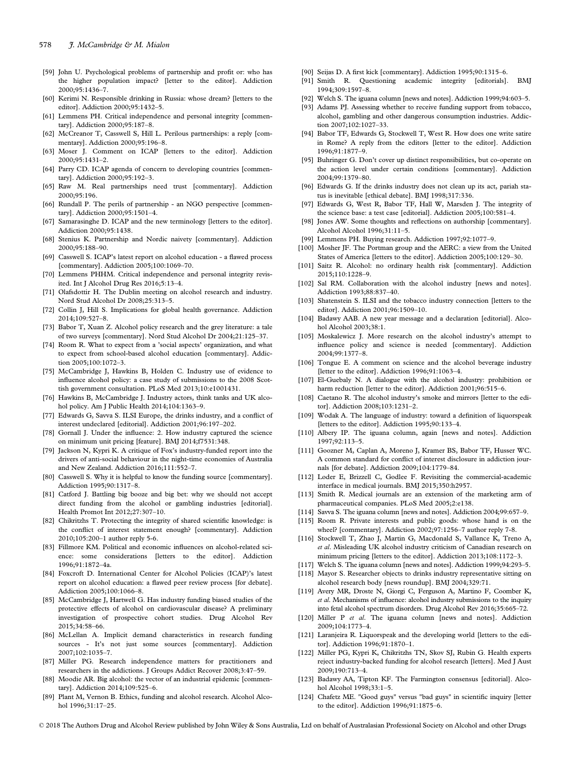[59] John U. Psychological problems of partnership and profit or: who has the higher population impact? [letter to the editor]. Addiction 2000;95:1436–7.

[60] Kerimi N. Responsible drinking in Russia: whose dream? [letters to the editor]. Addiction 2000;95:1432–5.

[61] Lemmens PH. Critical independence and personal integrity [commentary]. Addiction 2000;95:187–8.

[62] McCreanor T, Casswell S, Hill L. Perilous partnerships: a reply [commentary]. Addiction 2000;95:196–8.

[63] Moser J. Comment on ICAP [letters to the editor]. Addiction 2000;95:1431–2.

[64] Parry CD. ICAP agenda of concern to developing countries [commentary]. Addiction 2000;95:192–3.

[65] Raw M. Real partnerships need trust [commentary]. Addiction 2000;95:196.

[66] Rundall P. The perils of partnership - an NGO perspective [commentary]. Addiction 2000;95:1501–4.

[67] Samarasinghe D. ICAP and the new terminology [letters to the editor]. Addiction 2000;95:1438.

[68] Stenius K. Partnership and Nordic naivety [commentary]. Addiction 2000;95:188–90.

[69] Casswell S. ICAP's latest report on alcohol education - a flawed process [commentary]. Addiction 2005;100:1069–70.

[70] Lemmens PHHM. Critical independence and personal integrity revisited. Int J Alcohol Drug Res 2016;5:13–4.

[71] Olafsdottir H. The Dublin meeting on alcohol research and industry. Nord Stud Alcohol Dr 2008;25:313–5.

[72] Collin J, Hill S. Implications for global health governance. Addiction 2014;109:527–8.

[73] Babor T, Xuan Z. Alcohol policy research and the grey literature: a tale of two surveys [commentary]. Nord Stud Alcohol Dr 2004;21:125–37.

[74] Room R. What to expect from a 'social aspects' organization, and what to expect from school-based alcohol education [commentary]. Addiction 2005;100:1072–3.

[75] McCambridge J, Hawkins B, Holden C. Industry use of evidence to influence alcohol policy: a case study of submissions to the 2008 Scottish government consultation. PLoS Med 2013;10:e1001431.

[76] Hawkins B, McCambridge J. Industry actors, think tanks and UK alcohol policy. Am J Public Health 2014;104:1363–9.

[77] Edwards G, Savva S. ILSI Europe, the drinks industry, and a conflict of interest undeclared [editorial]. Addiction 2001;96:197–202.

[78] Gornall J. Under the influence: 2. How industry captured the science on minimum unit pricing [feature]. BMJ 2014;f7531:348.

[79] Jackson N, Kypri K. A critique of Fox's industry-funded report into the drivers of anti-social behaviour in the night-time economies of Australia and New Zealand. Addiction 2016;111:552–7.

[80] Casswell S. Why it is helpful to know the funding source [commentary]. Addiction 1995;90:1317–8.

[81] Catford J. Battling big booze and big bet: why we should not accept direct funding from the alcohol or gambling industries [editorial]. Health Promot Int 2012;27:307–10.

[82] Chikritzhs T. Protecting the integrity of shared scientific knowledge: is the conflict of interest statement enough? [commentary]. Addiction 2010;105:200–1 author reply 5-6.

[83] Fillmore KM. Political and economic influences on alcohol-related science: some considerations [letters to the editor]. Addiction 1996;91:1872–4a.

[84] Foxcroft D. International Center for Alcohol Policies (ICAP)'s latest report on alcohol education: a flawed peer review process [for debate]. Addiction 2005;100:1066–8.

[85] McCambridge J, Hartwell G. Has industry funding biased studies of the protective effects of alcohol on cardiovascular disease? A preliminary investigation of prospective cohort studies. Drug Alcohol Rev 2015;34:58–66.

[86] McLellan A. Implicit demand characteristics in research funding sources - It's not just some sources [commentary]. Addiction 2007;102:1035–7.

[87] Miller PG. Research independence matters for practitioners and researchers in the addictions. J Groups Addict Recover 2008;3:47–59.

[88] Moodie AR. Big alcohol: the vector of an industrial epidemic [commentary]. Addiction 2014;109:525–6.

[89] Plant M, Vernon B. Ethics, funding and alcohol research. Alcohol Alcohol 1996;31:17–25.

[90] Seijas D. A first kick [commentary]. Addiction 1995;90:1315–6.

[91] Smith R. Questioning academic integrity [editorials]. BMJ 1994;309:1597–8.

[92] Welch S. The iguana column [news and notes]. Addiction 1999;94:603–5.

[93] Adams PJ. Assessing whether to receive funding support from tobacco, alcohol, gambling and other dangerous consumption industries. Addiction 2007;102:1027–33.

[94] Babor TF, Edwards G, Stockwell T, West R. How does one write satire in Rome? A reply from the editors [letter to the editor]. Addiction 1996;91:1877–9.

[95] Buhringer G. Don't cover up distinct responsibilities, but co-operate on the action level under certain conditions [commentary]. Addiction 2004;99:1379–80.

[96] Edwards G. If the drinks industry does not clean up its act, pariah status is inevitable [ethical debate]. BMJ 1998;317:336.

[97] Edwards G, West R, Babor TF, Hall W, Marsden J. The integrity of the science base: a test case [editorial]. Addiction 2005;100:581–4.

[98] Jones AW. Some thoughts and reflections on authorship [commentary]. Alcohol Alcohol 1996;31:11–5.

[99] Lemmens PH. Buying research. Addiction 1997;92:1077–9.

[100] Mosher JF. The Portman group and the AERC: a view from the United States of America [letters to the editor]. Addiction 2005;100:129–30.

[101] Saitz R. Alcohol: no ordinary health risk [commentary]. Addiction 2015;110:1228–9.

[102] Sal RM. Collaboration with the alcohol industry [news and notes]. Addiction 1993;88:837–40.

[103] Shatenstein S. ILSI and the tobacco industry connection [letters to the editor]. Addiction 2001;96:1509–10.

[104] Badawy AAB. A new year message and a declaration [editorial]. Alcohol Alcohol 2003;38:1.

[105] Moskalewicz J. More research on the alcohol industry's attempt to influence policy and science is needed [commentary]. Addiction 2004;99:1377–8.

[106] Tongue E. A comment on science and the alcohol beverage industry [letter to the editor]. Addiction 1996;91:1063–4.

[107] El-Guebaly N. A dialogue with the alcohol industry: prohibition or harm reduction [letter to the editor]. Addiction 2001;96:515–6.

[108] Caetano R. The alcohol industry's smoke and mirrors [letter to the editor]. Addiction 2008;103:1231–2.

[109] Wodak A. The language of industry: toward a definition of liquorspeak [letters to the editor]. Addiction 1995;90:133–4.

[110] Albery IP. The iguana column, again [news and notes]. Addiction 1997;92:113–5.

[111] Goozner M, Caplan A, Moreno J, Kramer BS, Babor TF, Husser WC. A common standard for conflict of interest disclosure in addiction journals [for debate]. Addiction 2009;104:1779–84.

[112] Loder E, Brizzell C, Godlee F. Revisiting the commercial-academic interface in medical journals. BMJ 2015;350:h2957.

[113] Smith R. Medical journals are an extension of the marketing arm of pharmaceutical companies. PLoS Med 2005;2:e138.

[114] Savva S. The iguana column [news and notes]. Addiction 2004;99:657–9.

[115] Room R. Private interests and public goods: whose hand is on the wheel? [commentary]. Addiction 2002;97:1256–7 author reply 7-8.

[116] Stockwell T, Zhao J, Martin G, Macdonald S, Vallance K, Treno A, *et al.* Misleading UK alcohol industry criticism of Canadian research on minimum pricing [letters to the editor]. Addiction 2013;108:1172–3.

[117] Welch S. The iguana column [news and notes]. Addiction 1999;94:293–5.

[118] Mayor S. Researcher objects to drinks industry representative sitting on alcohol research body [news roundup]. BMJ 2004;329:71.

[119] Avery MR, Droste N, Giorgi C, Ferguson A, Martino F, Coomber K, *et al.* Mechanisms of influence: alcohol industry submissions to the inquiry into fetal alcohol spectrum disorders. Drug Alcohol Rev 2016;35:665–72.

[120] Miller P *et al.* The iguana column [news and notes]. Addiction 2009;104:1773–4.

[121] Laranjeira R. Liquorspeak and the developing world [letters to the editor]. Addiction 1996;91:1870–1.

[122] Miller PG, Kypri K, Chikritzhs TN, Skov SJ, Rubin G. Health experts reject industry-backed funding for alcohol research [letters]. Med J Aust 2009;190:713–4.

[123] Badawy AA, Tipton KF. The Farmington consensus [editorial]. Alcohol Alcohol 1998;33:1–5.

[124] Chafetz ME. "Good guys" versus "bad guys" in scientific inquiry [letter to the editor]. Addiction 1996;91:1875–6.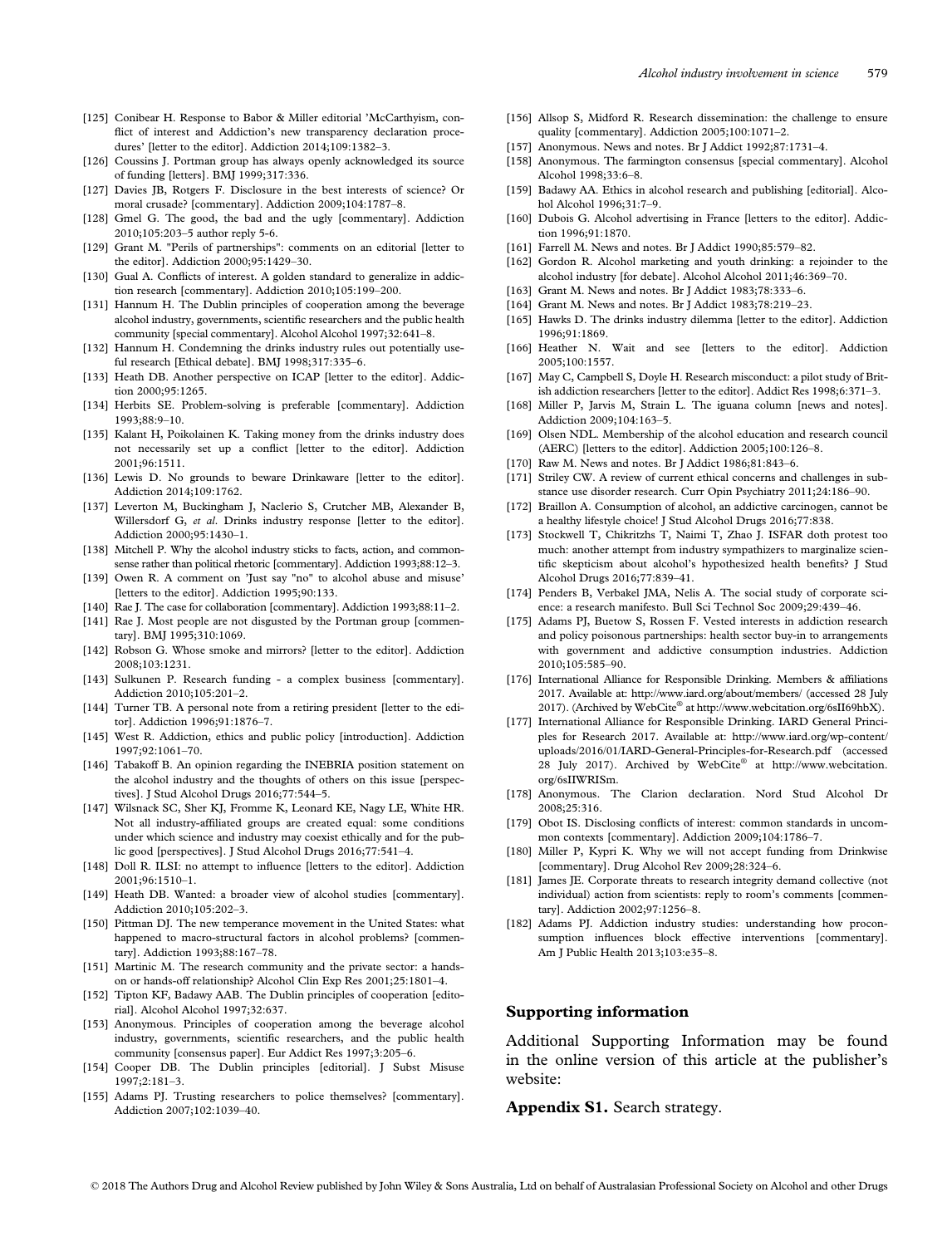[125] Conibear H. Response to Babor & Miller editorial 'McCarthyism, conflict of interest and Addiction's new transparency declaration procedures' [letter to the editor]. Addiction 2014;109:1382–3.

[126] Coussins J. Portman group has always openly acknowledged its source of funding [letters]. BMJ 1999;317:336.

[127] Davies JB, Rotgers F. Disclosure in the best interests of science? Or moral crusade? [commentary]. Addiction 2009;104:1787–8.

[128] Gmel G. The good, the bad and the ugly [commentary]. Addiction 2010;105:203–5 author reply 5-6.

[129] Grant M. "Perils of partnerships": comments on an editorial [letter to the editor]. Addiction 2000;95:1429–30.

[130] Gual A. Conflicts of interest. A golden standard to generalize in addiction research [commentary]. Addiction 2010;105:199–200.

[131] Hannum H. The Dublin principles of cooperation among the beverage alcohol industry, governments, scientific researchers and the public health community [special commentary]. Alcohol Alcohol 1997;32:641–8.

[132] Hannum H. Condemning the drinks industry rules out potentially useful research [Ethical debate]. BMJ 1998;317:335–6.

[133] Heath DB. Another perspective on ICAP [letter to the editor]. Addiction 2000;95:1265.

[134] Herbits SE. Problem-solving is preferable [commentary]. Addiction 1993;88:9–10.

[135] Kalant H, Poikolainen K. Taking money from the drinks industry does not necessarily set up a conflict [letter to the editor]. Addiction 2001;96:1511.

[136] Lewis D. No grounds to beware Drinkaware [letter to the editor]. Addiction 2014;109:1762.

[137] Leverton M, Buckingham J, Naclerio S, Crutcher MB, Alexander B, Willersdorf G, *et al*. Drinks industry response [letter to the editor]. Addiction 2000;95:1430–1.

[138] Mitchell P. Why the alcohol industry sticks to facts, action, and commonsense rather than political rhetoric [commentary]. Addiction 1993;88:12–3.

[139] Owen R. A comment on 'Just say "no" to alcohol abuse and misuse' [letters to the editor]. Addiction 1995;90:133.

[140] Rae J. The case for collaboration [commentary]. Addiction 1993;88:11–2.

[141] Rae J. Most people are not disgusted by the Portman group [commentary]. BMJ 1995;310:1069.

[142] Robson G. Whose smoke and mirrors? [letter to the editor]. Addiction 2008;103:1231.

[143] Sulkunen P. Research funding - a complex business [commentary]. Addiction 2010;105:201–2.

[144] Turner TB. A personal note from a retiring president [letter to the editor]. Addiction 1996;91:1876–7.

[145] West R. Addiction, ethics and public policy [introduction]. Addiction 1997;92:1061–70.

[146] Tabakoff B. An opinion regarding the INEBRIA position statement on the alcohol industry and the thoughts of others on this issue [perspectives]. J Stud Alcohol Drugs 2016;77:544–5.

[147] Wilsnack SC, Sher KJ, Fromme K, Leonard KE, Nagy LE, White HR. Not all industry-affiliated groups are created equal: some conditions under which science and industry may coexist ethically and for the public good [perspectives]. J Stud Alcohol Drugs 2016;77:541–4.

[148] Doll R. ILSI: no attempt to influence [letters to the editor]. Addiction 2001;96:1510–1.

[149] Heath DB. Wanted: a broader view of alcohol studies [commentary]. Addiction 2010;105:202–3.

[150] Pittman DJ. The new temperance movement in the United States: what happened to macro-structural factors in alcohol problems? [commentary]. Addiction 1993;88:167–78.

[151] Martinic M. The research community and the private sector: a hands-on or hands-off relationship? Alcohol Clin Exp Res 2001;25:1801–4.

[152] Tipton KF, Badawy AAB. The Dublin principles of cooperation [editorial]. Alcohol Alcohol 1997;32:637.

[153] Anonymous. Principles of cooperation among the beverage alcohol industry, governments, scientific researchers, and the public health community [consensus paper]. Eur Addict Res 1997;3:205–6.

[154] Cooper DB. The Dublin principles [editorial]. J Subst Misuse 1997;2:181–3.

[155] Adams PJ. Trusting researchers to police themselves? [commentary]. Addiction 2007;102:1039–40.

[156] Allsop S, Midford R. Research dissemination: the challenge to ensure quality [commentary]. Addiction 2005;100:1071–2.

[157] Anonymous. News and notes. Br J Addict 1992;87:1731–4.

[158] Anonymous. The farmington consensus [special commentary]. Alcohol Alcohol 1998;33:6–8.

[159] Badawy AA. Ethics in alcohol research and publishing [editorial]. Alcohol Alcohol 1996;31:7–9.

[160] Dubois G. Alcohol advertising in France [letters to the editor]. Addiction 1996;91:1870.

[161] Farrell M. News and notes. Br J Addict 1990;85:579–82.

[162] Gordon R. Alcohol marketing and youth drinking: a rejoinder to the alcohol industry [for debate]. Alcohol Alcohol 2011;46:369–70.

[163] Grant M. News and notes. Br J Addict 1983;78:333–6.

[164] Grant M. News and notes. Br J Addict 1983;78:219–23.

[165] Hawks D. The drinks industry dilemma [letter to the editor]. Addiction 1996;91:1869.

[166] Heather N. Wait and see [letters to the editor]. Addiction 2005;100:1557.

[167] May C, Campbell S, Doyle H. Research misconduct: a pilot study of British addiction researchers [letter to the editor]. Addict Res 1998;6:371–3.

[168] Miller P, Jarvis M, Strain L. The iguana column [news and notes]. Addiction 2009;104:163–5.

[169] Olsen NDL. Membership of the alcohol education and research council (AERC) [letters to the editor]. Addiction 2005;100:126–8.

[170] Raw M. News and notes. Br J Addict 1986;81:843–6.

[171] Striley CW. A review of current ethical concerns and challenges in substance use disorder research. Curr Opin Psychiatry 2011;24:186–90.

[172] Braillon A. Consumption of alcohol, an addictive carcinogen, cannot be a healthy lifestyle choice! J Stud Alcohol Drugs 2016;77:838.

[173] Stockwell T, Chikritzhs T, Naimi T, Zhao J. ISFAR doth protest too much: another attempt from industry sympathizers to marginalize scientific skepticism about alcohol's hypothesized health benefits? J Stud Alcohol Drugs 2016;77:839–41.

[174] Penders B, Verbakel JMA, Nelis A. The social study of corporate science: a research manifesto. Bull Sci Technol Soc 2009;29:439–46.

[175] Adams PJ, Buetow S, Rossen F. Vested interests in addiction research and policy poisonous partnerships: health sector buy-in to arrangements with government and addictive consumption industries. Addiction 2010;105:585–90.

[176] International Alliance for Responsible Drinking. Members & affiliations 2017. Available at: http://www.iard.org/about/members/ (accessed 28 July 2017). (Archived by WebCite® at http://www.webcitation.org/6sII69hbX).

[177] International Alliance for Responsible Drinking. IARD General Principles for Research 2017. Available at: http://www.iard.org/wp-content/uploads/2016/01/IARD-General-Principles-for-Research.pdf (accessed 28 July 2017). Archived by WebCite® at http://www.webcitation.org/6sIIWRISm.

[178] Anonymous. The Clarion declaration. Nord Stud Alcohol Dr 2008;25:316.

[179] Obot IS. Disclosing conflicts of interest: common standards in uncommon contexts [commentary]. Addiction 2009;104:1786–7.

[180] Miller P, Kypri K. Why we will not accept funding from Drinkwise [commentary]. Drug Alcohol Rev 2009;28:324–6.

[181] James JE. Corporate threats to research integrity demand collective (not individual) action from scientists: reply to room's comments [commentary]. Addiction 2002;97:1256–8.

[182] Adams PJ. Addiction industry studies: understanding how proconsumption influences block effective interventions [commentary]. Am J Public Health 2013;103:e35–8.

## Supporting information

Additional Supporting Information may be found in the online version of this article at the publisher's website:

**Appendix S1.** Search strategy.